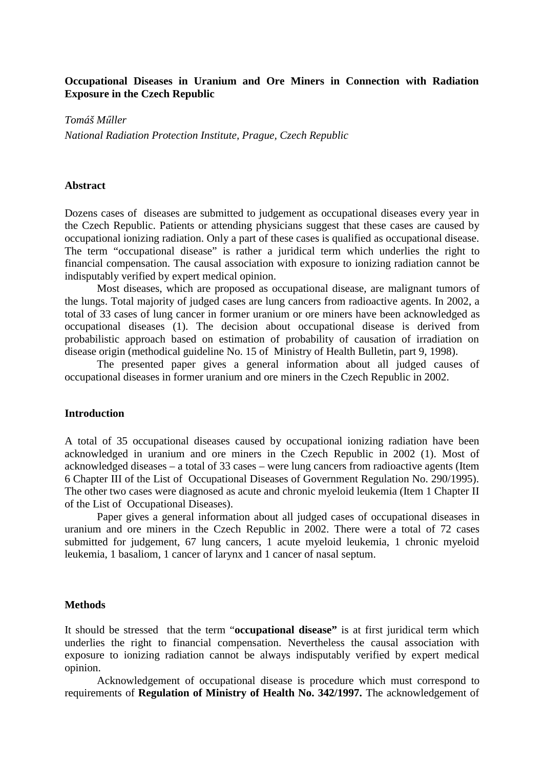**Occupational Diseases in Uranium and Ore Miners in Connection with Radiation Exposure in the Czech Republic**

*Tomáš Műller*

*National Radiation Protection Institute, Prague, Czech Republic*

## Abstract

Dozens cases of diseases are submitted to judgement as occupational diseases every year in the Czech Republic. Patients or attending physicians suggest that these cases are caused by occupational ionizing radiation. Only a part of these cases is qualified as occupational disease. The term "occupational disease" is rather a juridical term which underlies the right to financial compensation. The causal association with exposure to ionizing radiation cannot be indisputably verified by expert medical opinion.

Most diseases, which are proposed as occupational disease, are malignant tumors of the lungs. Total majority of judged cases are lung cancers from radioactive agents. In 2002, a total of 33 cases of lung cancer in former uranium or ore miners have been acknowledged as occupational diseases (1). The decision about occupational disease is derived from probabilistic approach based on estimation of probability of causation of irradiation on disease origin (methodical guideline No. 15 of Ministry of Health Bulletin, part 9, 1998).

The presented paper gives a general information about all judged causes of occupational diseases in former uranium and ore miners in the Czech Republic in 2002.

## Introduction

A total of 35 occupational diseases caused by occupational ionizing radiation have been acknowledged in uranium and ore miners in the Czech Republic in 2002 (1). Most of acknowledged diseases – a total of 33 cases – were lung cancers from radioactive agents (Item 6 Chapter III of the List of Occupational Diseases of Government Regulation No. 290/1995). The other two cases were diagnosed as acute and chronic myeloid leukemia (Item 1 Chapter II of the List of Occupational Diseases).

Paper gives a general information about all judged cases of occupational diseases in uranium and ore miners in the Czech Republic in 2002. There were a total of 72 cases submitted for judgement, 67 lung cancers, 1 acute myeloid leukemia, 1 chronic myeloid leukemia, 1 basaliom, 1 cancer of larynx and 1 cancer of nasal septum.

## Methods

It should be stressed that the term "**occupational disease"** is at first juridical term which underlies the right to financial compensation. Nevertheless the causal association with exposure to ionizing radiation cannot be always indisputably verified by expert medical opinion.

Acknowledgement of occupational disease is procedure which must correspond to requirements of **Regulation of Ministry of Health No. 342/1997.** The acknowledgement of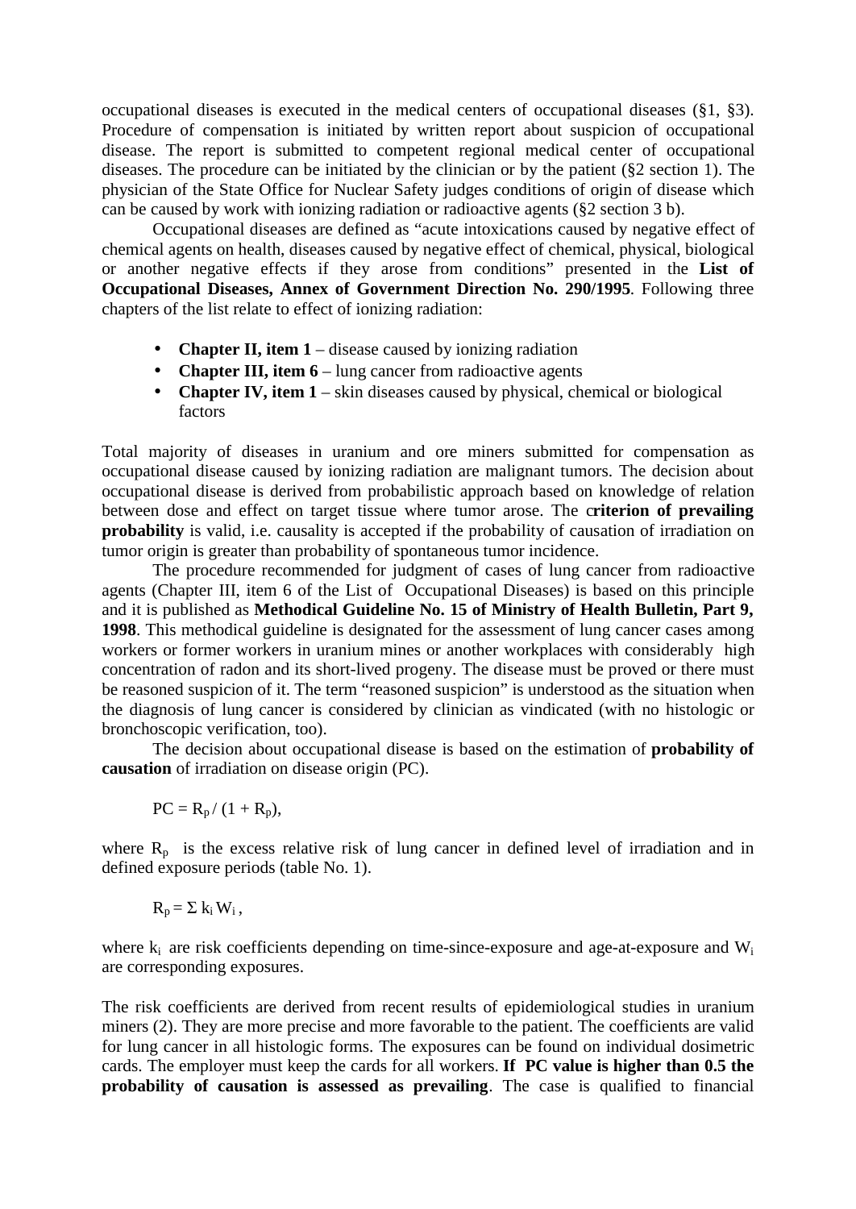occupational diseases is executed in the medical centers of occupational diseases (§1, §3). Procedure of compensation is initiated by written report about suspicion of occupational disease. The report is submitted to competent regional medical center of occupational diseases. The procedure can be initiated by the clinician or by the patient (§2 section 1). The physician of the State Office for Nuclear Safety judges conditions of origin of disease which can be caused by work with ionizing radiation or radioactive agents (§2 section 3 b).

Occupational diseases are defined as "acute intoxications caused by negative effect of chemical agents on health, diseases caused by negative effect of chemical, physical, biological or another negative effects if they arose from conditions" presented in the **List of Occupational Diseases, Annex of Government Direction No. 290/1995**. Following three chapters of the list relate to effect of ionizing radiation:

- **Chapter II, item 1** – disease caused by ionizing radiation
- **Chapter III, item 6** – lung cancer from radioactive agents
- **Chapter IV, item 1** – skin diseases caused by physical, chemical or biological factors

Total majority of diseases in uranium and ore miners submitted for compensation as occupational disease caused by ionizing radiation are malignant tumors. The decision about occupational disease is derived from probabilistic approach based on knowledge of relation between dose and effect on target tissue where tumor arose. The c**riterion of prevailing probability** is valid, i.e. causality is accepted if the probability of causation of irradiation on tumor origin is greater than probability of spontaneous tumor incidence.

The procedure recommended for judgment of cases of lung cancer from radioactive agents (Chapter III, item 6 of the List of Occupational Diseases) is based on this principle and it is published as **Methodical Guideline No. 15 of Ministry of Health Bulletin, Part 9, 1998**. This methodical guideline is designated for the assessment of lung cancer cases among workers or former workers in uranium mines or another workplaces with considerably high concentration of radon and its short-lived progeny. The disease must be proved or there must be reasoned suspicion of it. The term "reasoned suspicion" is understood as the situation when the diagnosis of lung cancer is considered by clinician as vindicated (with no histologic or bronchoscopic verification, too).

The decision about occupational disease is based on the estimation of **probability of causation** of irradiation on disease origin (PC).

$$PC = R_p / (1 + R_p),$$

where $R_p$ is the excess relative risk of lung cancer in defined level of irradiation and in defined exposure periods (table No. 1).

$$R_p = \Sigma\, k_i W_i\,,$$

where $k_i$ are risk coefficients depending on time-since-exposure and age-at-exposure and $W_i$ are corresponding exposures.

The risk coefficients are derived from recent results of epidemiological studies in uranium miners (2). They are more precise and more favorable to the patient. The coefficients are valid for lung cancer in all histologic forms. The exposures can be found on individual dosimetric cards. The employer must keep the cards for all workers. **If PC value is higher than 0.5 the probability of causation is assessed as prevailing**. The case is qualified to financial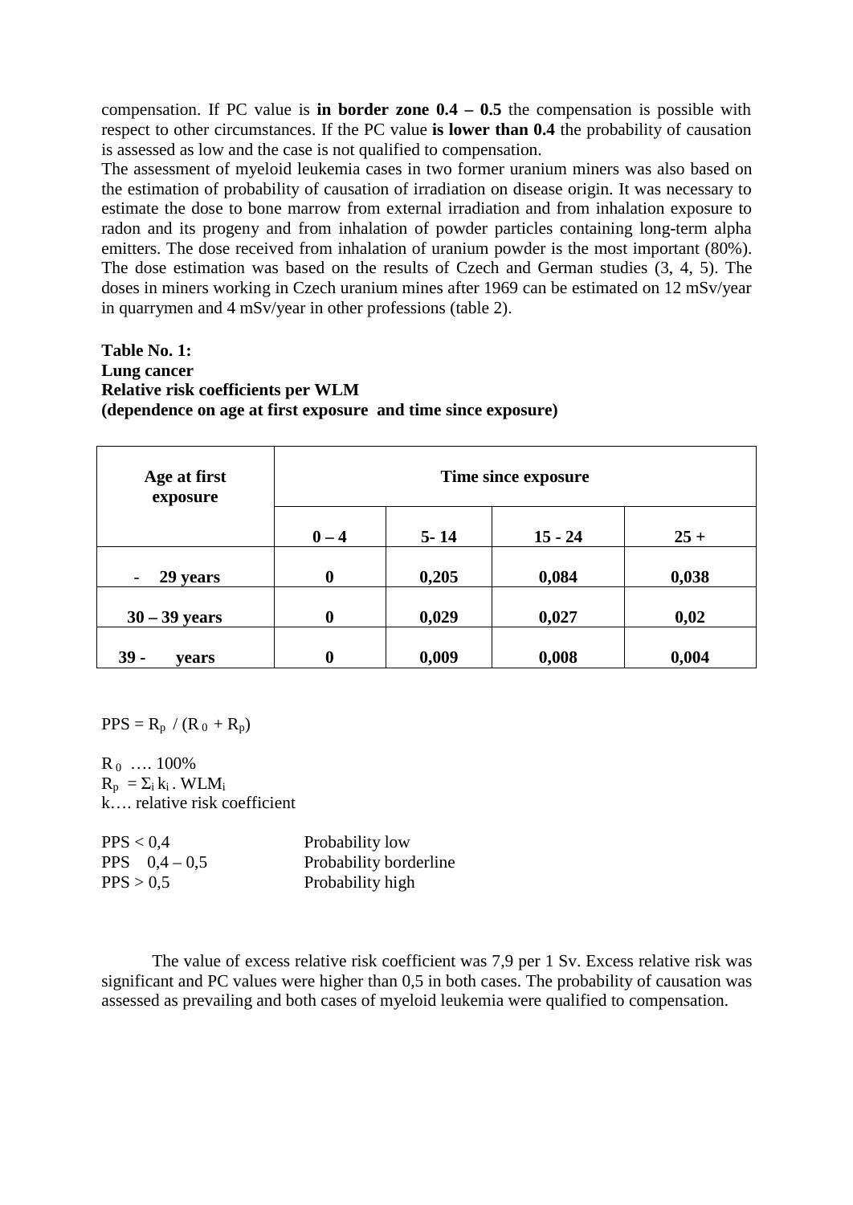compensation. If PC value is **in border zone 0.4 – 0.5** the compensation is possible with respect to other circumstances. If the PC value **is lower than 0.4** the probability of causation is assessed as low and the case is not qualified to compensation.

The assessment of myeloid leukemia cases in two former uranium miners was also based on the estimation of probability of causation of irradiation on disease origin. It was necessary to estimate the dose to bone marrow from external irradiation and from inhalation exposure to radon and its progeny and from inhalation of powder particles containing long-term alpha emitters. The dose received from inhalation of uranium powder is the most important (80%). The dose estimation was based on the results of Czech and German studies (3, 4, 5). The doses in miners working in Czech uranium mines after 1969 can be estimated on 12 mSv/year in quarrymen and 4 mSv/year in other professions (table 2).

**Table No. 1:**
**Lung cancer**
**Relative risk coefficients per WLM**
**(dependence on age at first exposure and time since exposure)**

| Age at first exposure | Time since exposure | | | |
|---|---|---|---|---|
| | 0 – 4 | 5- 14 | 15 - 24 | 25 + |
| - 29 years | 0 | 0,205 | 0,084 | 0,038 |
| 30 – 39 years | 0 | 0,029 | 0,027 | 0,02 |
| 39 - years | 0 | 0,009 | 0,008 | 0,004 |

$PPS = R_p \ / (R_0 + R_p)$

$R_0$ …. 100%
$R_p = \Sigma_i k_i . WLM_i$
k…. relative risk coefficient

| | |
|---|---|
| PPS < 0,4 | Probability low |
| PPS 0,4 – 0,5 | Probability borderline |
| PPS > 0,5 | Probability high |

The value of excess relative risk coefficient was 7,9 per 1 Sv. Excess relative risk was significant and PC values were higher than 0,5 in both cases. The probability of causation was assessed as prevailing and both cases of myeloid leukemia were qualified to compensation.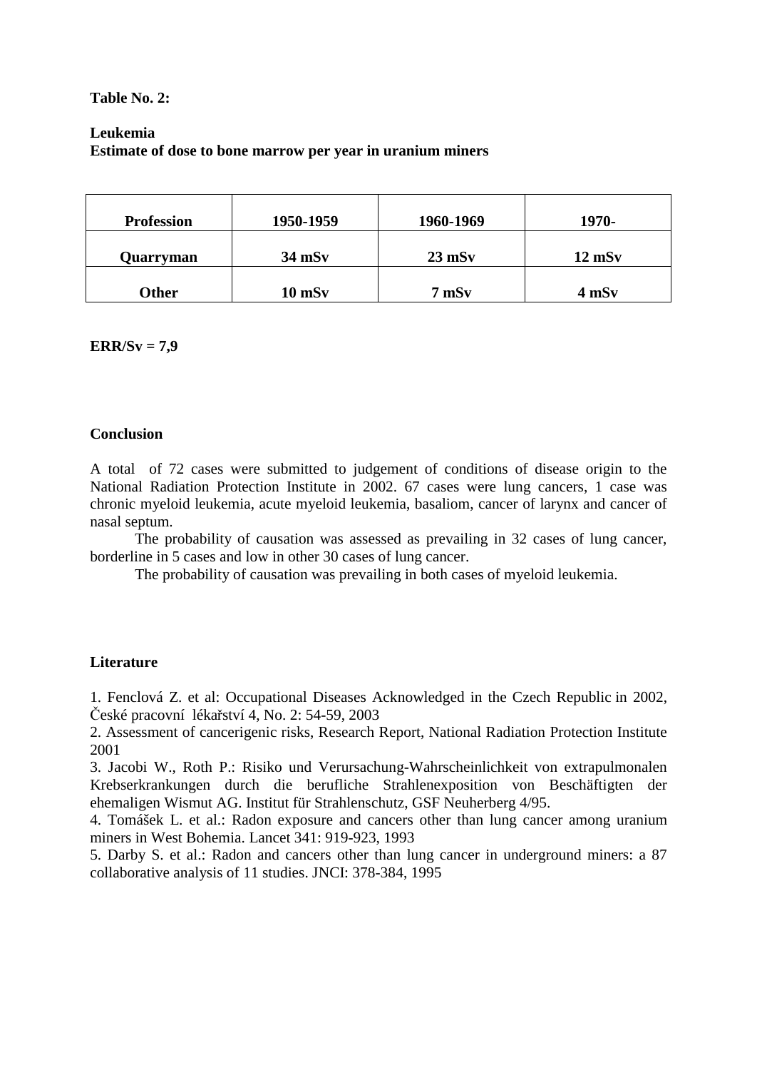**Table No. 2:**

**Leukemia**
**Estimate of dose to bone marrow per year in uranium miners**

| Profession | 1950-1959 | 1960-1969 | 1970- |
|---|---|---|---|
| Quarryman | 34 mSv | 23 mSv | 12 mSv |
| Other | 10 mSv | 7 mSv | 4 mSv |

**ERR/Sv = 7,9**

## Conclusion

A total of 72 cases were submitted to judgement of conditions of disease origin to the National Radiation Protection Institute in 2002. 67 cases were lung cancers, 1 case was chronic myeloid leukemia, acute myeloid leukemia, basaliom, cancer of larynx and cancer of nasal septum.

The probability of causation was assessed as prevailing in 32 cases of lung cancer, borderline in 5 cases and low in other 30 cases of lung cancer.

The probability of causation was prevailing in both cases of myeloid leukemia.

## Literature

1. Fenclová Z. et al: Occupational Diseases Acknowledged in the Czech Republic in 2002, České pracovní lékařství 4, No. 2: 54-59, 2003
2. Assessment of cancerigenic risks, Research Report, National Radiation Protection Institute 2001
3. Jacobi W., Roth P.: Risiko und Verursachung-Wahrscheinlichkeit von extrapulmonalen Krebserkrankungen durch die berufliche Strahlenexposition von Beschäftigten der ehemaligen Wismut AG. Institut für Strahlenschutz, GSF Neuherberg 4/95.
4. Tomášek L. et al.: Radon exposure and cancers other than lung cancer among uranium miners in West Bohemia. Lancet 341: 919-923, 1993
5. Darby S. et al.: Radon and cancers other than lung cancer in underground miners: a 87 collaborative analysis of 11 studies. JNCI: 378-384, 1995